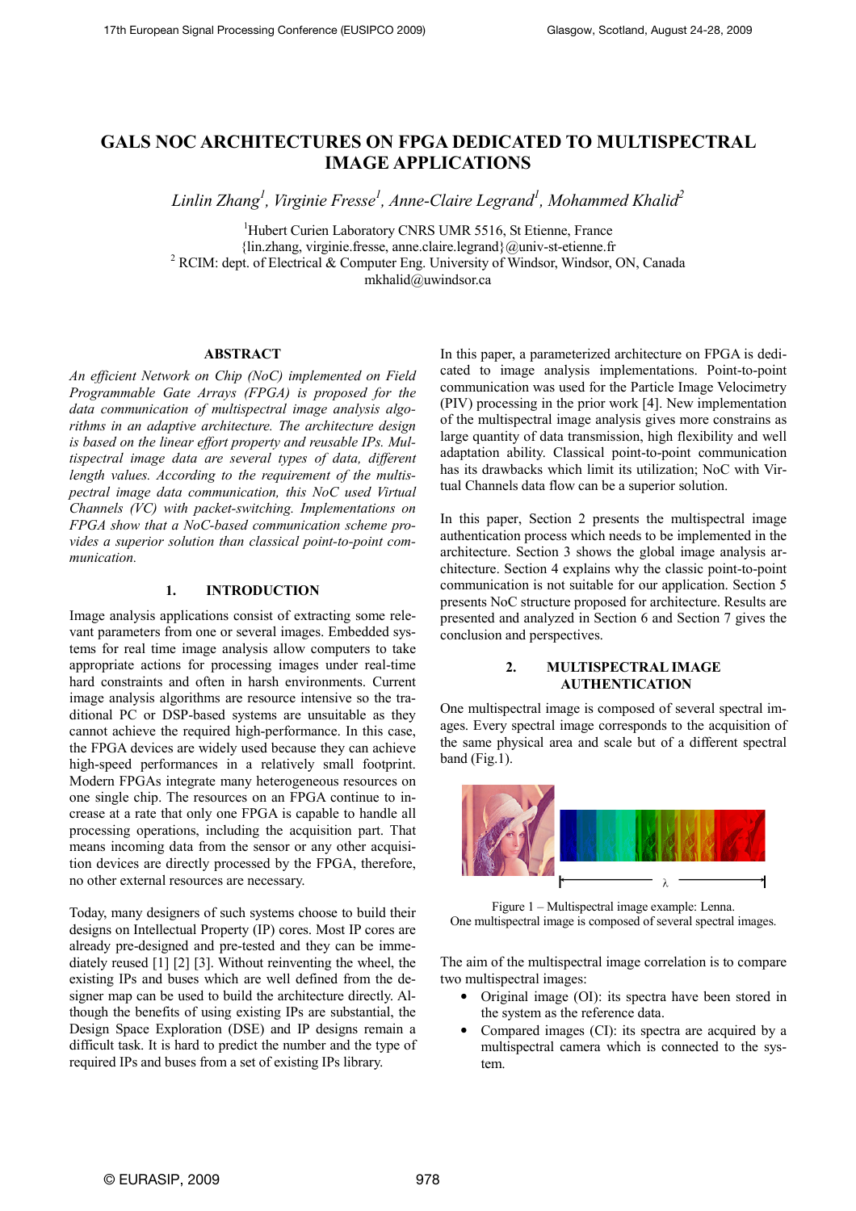# GALS NOC ARCHITECTURES ON FPGA DEDICATED TO MULTISPECTRAL IMAGE APPLICATIONS

*Linlin Zhang[1], Virginie Fresse[1], Anne-Claire Legrand[1], Mohammed Khalid[2]*

[1]Hubert Curien Laboratory CNRS UMR 5516, St Etienne, France
{lin.zhang, virginie.fresse, anne.claire.legrand}@univ-st-etienne.fr
[2] RCIM: dept. of Electrical & Computer Eng. University of Windsor, Windsor, ON, Canada
mkhalid@uwindsor.ca

## ABSTRACT

*An efficient Network on Chip (NoC) implemented on Field Programmable Gate Arrays (FPGA) is proposed for the data communication of multispectral image analysis algorithms in an adaptive architecture. The architecture design is based on the linear effort property and reusable IPs. Multispectral image data are several types of data, different length values. According to the requirement of the multispectral image data communication, this NoC used Virtual Channels (VC) with packet-switching. Implementations on FPGA show that a NoC-based communication scheme provides a superior solution than classical point-to-point communication.*

## 1. INTRODUCTION

Image analysis applications consist of extracting some relevant parameters from one or several images. Embedded systems for real time image analysis allow computers to take appropriate actions for processing images under real-time hard constraints and often in harsh environments. Current image analysis algorithms are resource intensive so the traditional PC or DSP-based systems are unsuitable as they cannot achieve the required high-performance. In this case, the FPGA devices are widely used because they can achieve high-speed performances in a relatively small footprint. Modern FPGAs integrate many heterogeneous resources on one single chip. The resources on an FPGA continue to increase at a rate that only one FPGA is capable to handle all processing operations, including the acquisition part. That means incoming data from the sensor or any other acquisition devices are directly processed by the FPGA, therefore, no other external resources are necessary.

Today, many designers of such systems choose to build their designs on Intellectual Property (IP) cores. Most IP cores are already pre-designed and pre-tested and they can be immediately reused [1] [2] [3]. Without reinventing the wheel, the existing IPs and buses which are well defined from the designer map can be used to build the architecture directly. Although the benefits of using existing IPs are substantial, the Design Space Exploration (DSE) and IP designs remain a difficult task. It is hard to predict the number and the type of required IPs and buses from a set of existing IPs library.

In this paper, a parameterized architecture on FPGA is dedicated to image analysis implementations. Point-to-point communication was used for the Particle Image Velocimetry (PIV) processing in the prior work [4]. New implementation of the multispectral image analysis gives more constrains as large quantity of data transmission, high flexibility and well adaptation ability. Classical point-to-point communication has its drawbacks which limit its utilization; NoC with Virtual Channels data flow can be a superior solution.

In this paper, Section 2 presents the multispectral image authentication process which needs to be implemented in the architecture. Section 3 shows the global image analysis architecture. Section 4 explains why the classic point-to-point communication is not suitable for our application. Section 5 presents NoC structure proposed for architecture. Results are presented and analyzed in Section 6 and Section 7 gives the conclusion and perspectives.

## 2. MULTISPECTRAL IMAGE AUTHENTICATION

One multispectral image is composed of several spectral images. Every spectral image corresponds to the acquisition of the same physical area and scale but of a different spectral band (Fig.1).

Figure 1 – Multispectral image example: Lenna.
One multispectral image is composed of several spectral images.

The aim of the multispectral image correlation is to compare two multispectral images:

- Original image (OI): its spectra have been stored in the system as the reference data.
- Compared images (CI): its spectra are acquired by a multispectral camera which is connected to the system.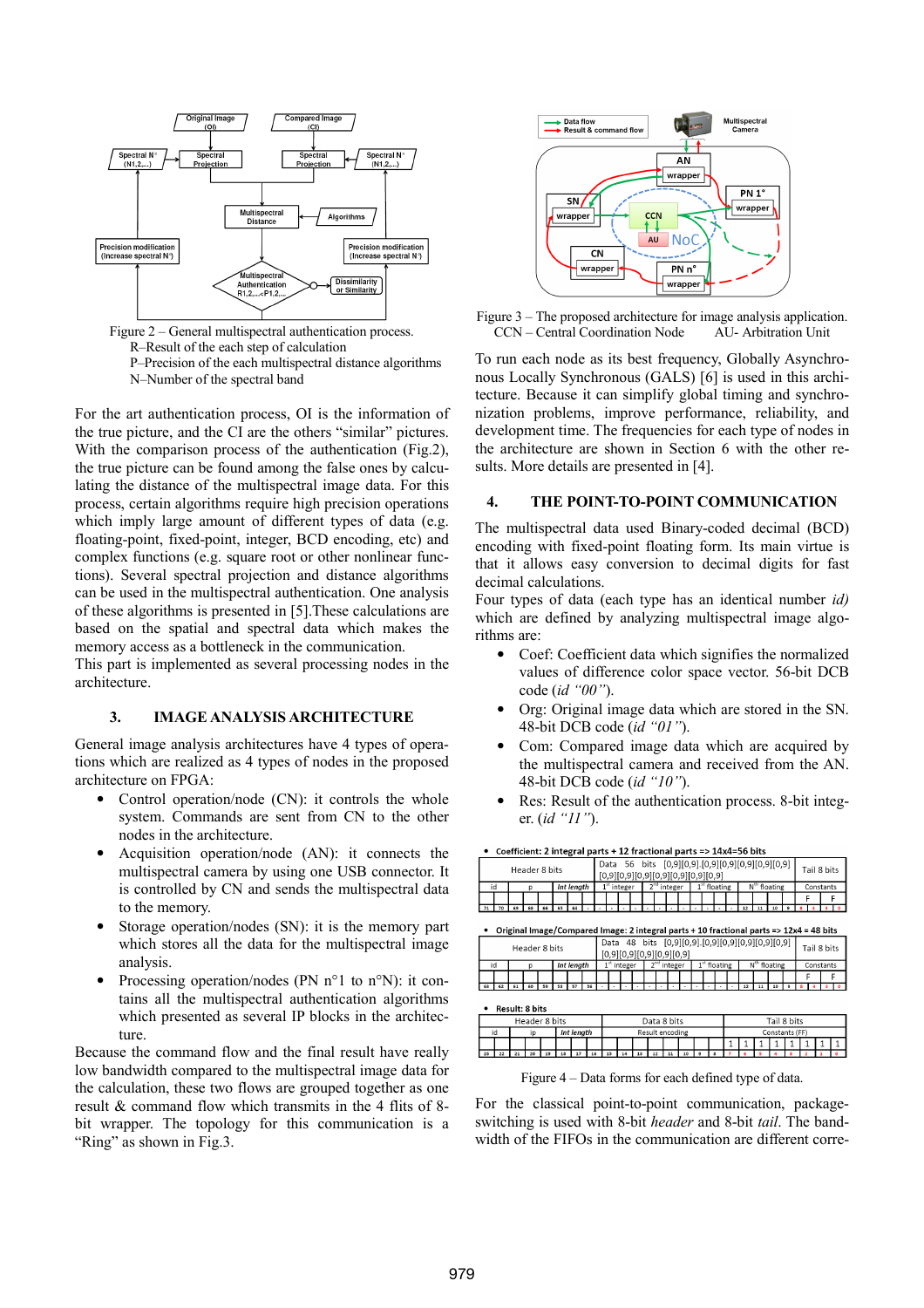Figure 2 – General multispectral authentication process.
R–Result of the each step of calculation
P–Precision of the each multispectral distance algorithms
N–Number of the spectral band

For the art authentication process, OI is the information of the true picture, and the CI are the others "similar" pictures. With the comparison process of the authentication (Fig.2), the true picture can be found among the false ones by calculating the distance of the multispectral image data. For this process, certain algorithms require high precision operations which imply large amount of different types of data (e.g. floating-point, fixed-point, integer, BCD encoding, etc) and complex functions (e.g. square root or other nonlinear functions). Several spectral projection and distance algorithms can be used in the multispectral authentication. One analysis of these algorithms is presented in [5].These calculations are based on the spatial and spectral data which makes the memory access as a bottleneck in the communication.
This part is implemented as several processing nodes in the architecture.

## 3. IMAGE ANALYSIS ARCHITECTURE

General image analysis architectures have 4 types of operations which are realized as 4 types of nodes in the proposed architecture on FPGA:

- Control operation/node (CN): it controls the whole system. Commands are sent from CN to the other nodes in the architecture.
- Acquisition operation/node (AN): it connects the multispectral camera by using one USB connector. It is controlled by CN and sends the multispectral data to the memory.
- Storage operation/nodes (SN): it is the memory part which stores all the data for the multispectral image analysis.
- Processing operation/nodes (PN n°1 to n°N): it contains all the multispectral authentication algorithms which presented as several IP blocks in the architecture.

Because the command flow and the final result have really low bandwidth compared to the multispectral image data for the calculation, these two flows are grouped together as one result & command flow which transmits in the 4 flits of 8-bit wrapper. The topology for this communication is a "Ring" as shown in Fig.3.

Figure 3 – The proposed architecture for image analysis application.
CCN – Central Coordination Node AU- Arbitration Unit

To run each node as its best frequency, Globally Asynchronous Locally Synchronous (GALS) [6] is used in this architecture. Because it can simplify global timing and synchronization problems, improve performance, reliability, and development time. The frequencies for each type of nodes in the architecture are shown in Section 6 with the other results. More details are presented in [4].

## 4. THE POINT-TO-POINT COMMUNICATION

The multispectral data used Binary-coded decimal (BCD) encoding with fixed-point floating form. Its main virtue is that it allows easy conversion to decimal digits for fast decimal calculations.
Four types of data (each type has an identical number *id)* which are defined by analyzing multispectral image algorithms are:

- Coef: Coefficient data which signifies the normalized values of difference color space vector. 56-bit DCB code (*id "00"*).
- Org: Original image data which are stored in the SN. 48-bit DCB code (*id "01"*).
- Com: Compared image data which are acquired by the multispectral camera and received from the AN. 48-bit DCB code (*id "10"*).
- Res: Result of the authentication process. 8-bit integer. (*id "11"*).

Figure 4 – Data forms for each defined type of data.

For the classical point-to-point communication, package-switching is used with 8-bit *header* and 8-bit *tail*. The bandwidth of the FIFOs in the communication are different corre-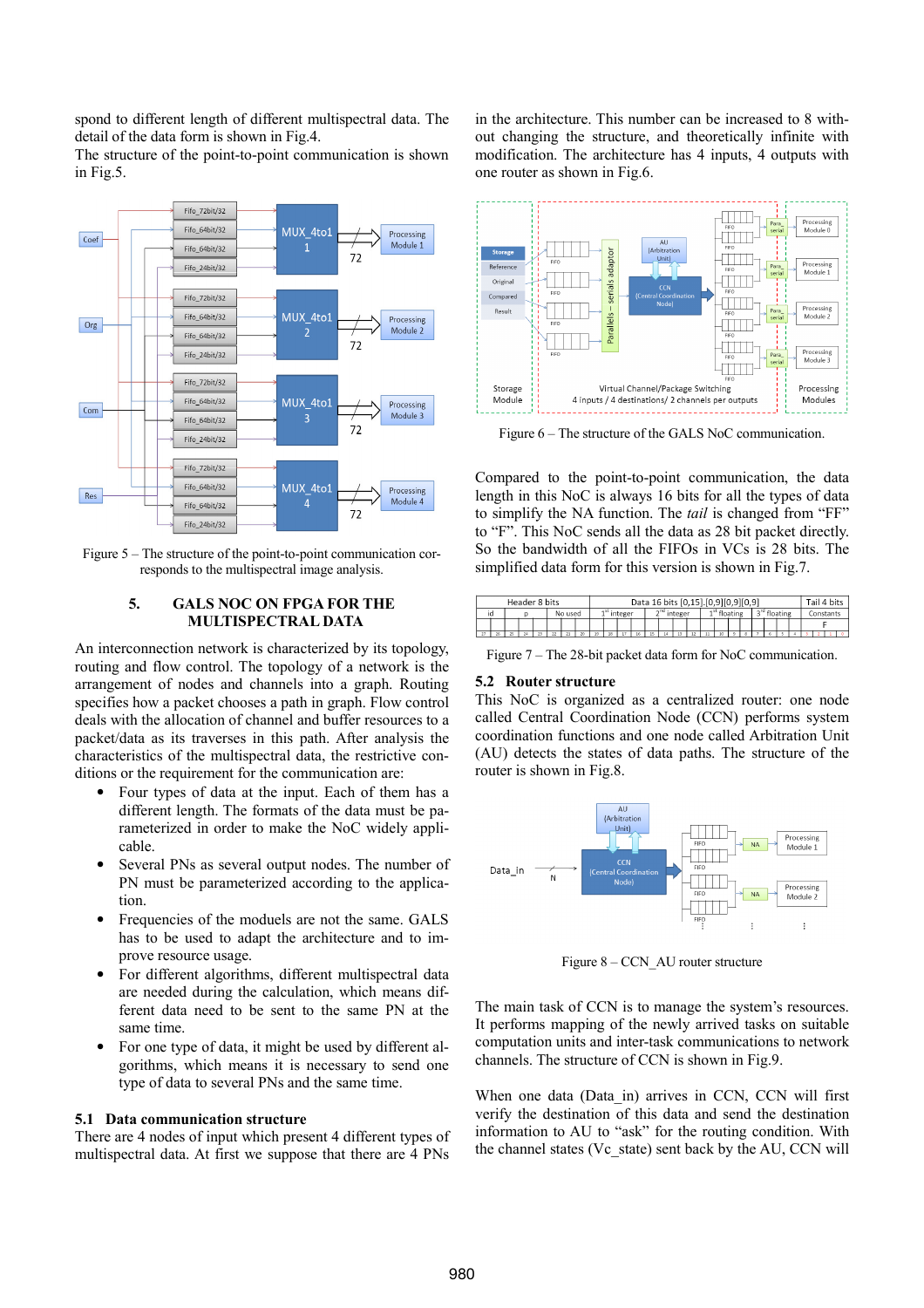spond to different length of different multispectral data. The detail of the data form is shown in Fig.4.

The structure of the point-to-point communication is shown in Fig.5.

Figure 5 – The structure of the point-to-point communication corresponds to the multispectral image analysis.

## 5. GALS NOC ON FPGA FOR THE MULTISPECTRAL DATA

An interconnection network is characterized by its topology, routing and flow control. The topology of a network is the arrangement of nodes and channels into a graph. Routing specifies how a packet chooses a path in graph. Flow control deals with the allocation of channel and buffer resources to a packet/data as its traverses in this path. After analysis the characteristics of the multispectral data, the restrictive conditions or the requirement for the communication are:

- Four types of data at the input. Each of them has a different length. The formats of the data must be parameterized in order to make the NoC widely applicable.
- Several PNs as several output nodes. The number of PN must be parameterized according to the application.
- Frequencies of the moduels are not the same. GALS has to be used to adapt the architecture and to improve resource usage.
- For different algorithms, different multispectral data are needed during the calculation, which means different data need to be sent to the same PN at the same time.
- For one type of data, it might be used by different algorithms, which means it is necessary to send one type of data to several PNs and the same time.

### 5.1 Data communication structure

There are 4 nodes of input which present 4 different types of multispectral data. At first we suppose that there are 4 PNs in the architecture. This number can be increased to 8 without changing the structure, and theoretically infinite with modification. The architecture has 4 inputs, 4 outputs with one router as shown in Fig.6.

Figure 6 – The structure of the GALS NoC communication.

Compared to the point-to-point communication, the data length in this NoC is always 16 bits for all the types of data to simplify the NA function. The *tail* is changed from “FF” to “F”. This NoC sends all the data as 28 bit packet directly. So the bandwidth of all the FIFOs in VCs is 28 bits. The simplified data form for this version is shown in Fig.7.

| Header 8 bits | | | Data 16 bits [0,15].[0,9][0,9][0,9] | | | | Tail 4 bits |
|---|---|---|---|---|---|---|---|
| id | p | No used | 1st integer | 2nd integer | 1st floating | 3rd floating | Constants |
| | | | | | | | F |

Figure 7 – The 28-bit packet data form for NoC communication.

### 5.2 Router structure

This NoC is organized as a centralized router: one node called Central Coordination Node (CCN) performs system coordination functions and one node called Arbitration Unit (AU) detects the states of data paths. The structure of the router is shown in Fig.8.

Figure 8 – CCN_AU router structure

The main task of CCN is to manage the system’s resources. It performs mapping of the newly arrived tasks on suitable computation units and inter-task communications to network channels. The structure of CCN is shown in Fig.9.

When one data (Data_in) arrives in CCN, CCN will first verify the destination of this data and send the destination information to AU to “ask” for the routing condition. With the channel states (Vc_state) sent back by the AU, CCN will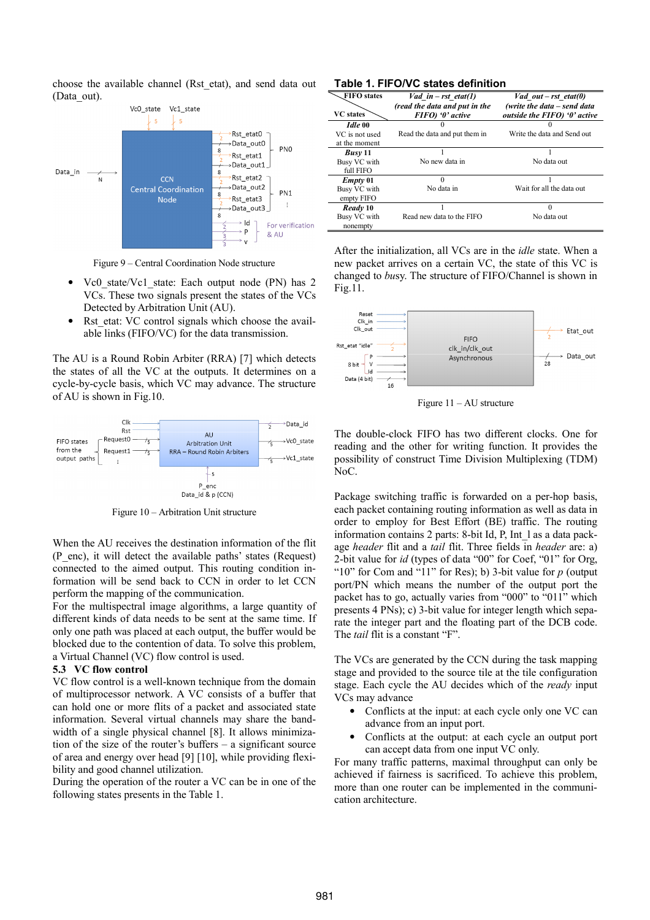choose the available channel (Rst_etat), and send data out (Data_out).

Figure 9 – Central Coordination Node structure

- Vc0_state/Vc1_state: Each output node (PN) has 2 VCs. These two signals present the states of the VCs Detected by Arbitration Unit (AU).
- Rst_etat: VC control signals which choose the available links (FIFO/VC) for the data transmission.

The AU is a Round Robin Arbiter (RRA) [7] which detects the states of the VC at the outputs. It determines on a cycle-by-cycle basis, which VC may advance. The structure of AU is shown in Fig.10.

Figure 10 – Arbitration Unit structure

When the AU receives the destination information of the flit (P_enc), it will detect the available paths' states (Request) connected to the aimed output. This routing condition information will be send back to CCN in order to let CCN perform the mapping of the communication.

For the multispectral image algorithms, a large quantity of different kinds of data needs to be sent at the same time. If only one path was placed at each output, the buffer would be blocked due to the contention of data. To solve this problem, a Virtual Channel (VC) flow control is used.

### 5.3 VC flow control

VC flow control is a well-known technique from the domain of multiprocessor network. A VC consists of a buffer that can hold one or more flits of a packet and associated state information. Several virtual channels may share the bandwidth of a single physical channel [8]. It allows minimization of the size of the router's buffers – a significant source of area and energy over head [9] [10], while providing flexibility and good channel utilization.

During the operation of the router a VC can be in one of the following states presents in the Table 1.

**Table 1. FIFO/VC states definition**

| VC states \ FIFO states | *Vad_in – rst_etat(1)* *(read the data and put in the FIFO) '0' active* | *Vad_out – rst_etat(0)* *(write the data – send data outside the FIFO) '0' active* |
|---|---|---|
| ***Idle* 00** VC is not used at the moment | 0 Read the data and put them in | 0 Write the data and Send out |
| ***Busy* 11** Busy VC with full FIFO | 1 No new data in | 1 No data out |
| ***Empty* 01** Busy VC with empty FIFO | 0 No data in | 1 Wait for all the data out |
| ***Ready* 10** Busy VC with nonempty | 1 Read new data to the FIFO | 0 No data out |

After the initialization, all VCs are in the *idle* state. When a new packet arrives on a certain VC, the state of this VC is changed to *busy*. The structure of FIFO/Channel is shown in Fig.11.

Figure 11 – AU structure

The double-clock FIFO has two different clocks. One for reading and the other for writing function. It provides the possibility of construct Time Division Multiplexing (TDM) NoC.

Package switching traffic is forwarded on a per-hop basis, each packet containing routing information as well as data in order to employ for Best Effort (BE) traffic. The routing information contains 2 parts: 8-bit Id, P, Int_l as a data package *header* flit and a *tail* flit. Three fields in *header* are: a) 2-bit value for *id* (types of data "00" for Coef, "01" for Org, "10" for Com and "11" for Res); b) 3-bit value for *p* (output port/PN which means the number of the output port the packet has to go, actually varies from "000" to "011" which presents 4 PNs); c) 3-bit value for integer length which separate the integer part and the floating part of the DCB code. The *tail* flit is a constant "F".

The VCs are generated by the CCN during the task mapping stage and provided to the source tile at the tile configuration stage. Each cycle the AU decides which of the *ready* input VCs may advance

- Conflicts at the input: at each cycle only one VC can advance from an input port.
- Conflicts at the output: at each cycle an output port can accept data from one input VC only.

For many traffic patterns, maximal throughput can only be achieved if fairness is sacrificed. To achieve this problem, more than one router can be implemented in the communication architecture.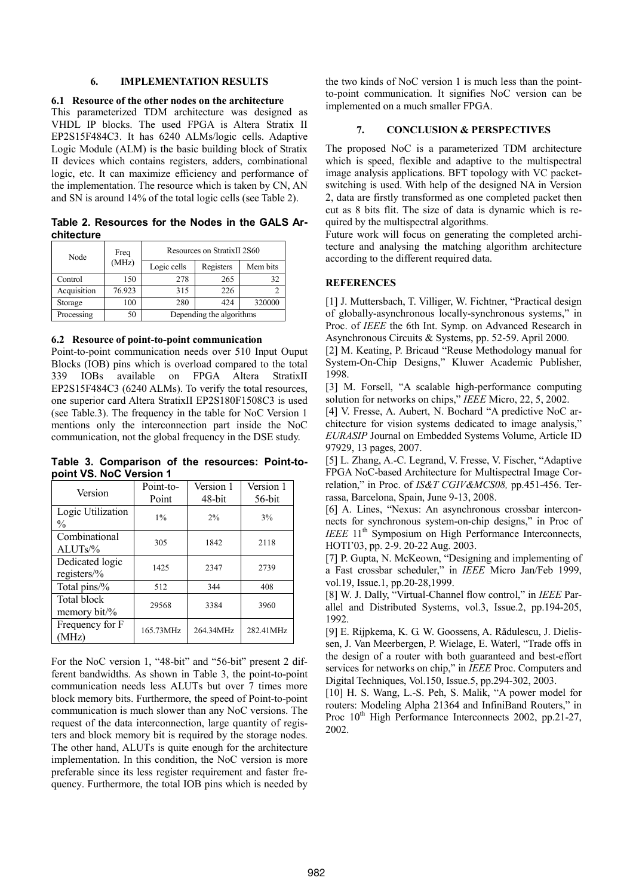## 6. IMPLEMENTATION RESULTS

### 6.1 Resource of the other nodes on the architecture

This parameterized TDM architecture was designed as VHDL IP blocks. The used FPGA is Altera Stratix II EP2S15F484C3. It has 6240 ALMs/logic cells. Adaptive Logic Module (ALM) is the basic building block of Stratix II devices which contains registers, adders, combinational logic, etc. It can maximize efficiency and performance of the implementation. The resource which is taken by CN, AN and SN is around 14% of the total logic cells (see Table 2).

**Table 2. Resources for the Nodes in the GALS Architecture**

| Node | Freq (MHz) | Resources on StratixII 2S60 | | |
|---|---|---|---|---|
| | | Logic cells | Registers | Mem bits |
| Control | 150 | 278 | 265 | 32 |
| Acquisition | 76.923 | 315 | 226 | 2 |
| Storage | 100 | 280 | 424 | 320000 |
| Processing | 50 | Depending the algorithms | | |

### 6.2 Resource of point-to-point communication

Point-to-point communication needs over 510 Input Ouput Blocks (IOB) pins which is overload compared to the total 339 IOBs available on FPGA Altera StratixII EP2S15F484C3 (6240 ALMs). To verify the total resources, one superior card Altera StratixII EP2S180F1508C3 is used (see Table.3). The frequency in the table for NoC Version 1 mentions only the interconnection part inside the NoC communication, not the global frequency in the DSE study.

**Table 3. Comparison of the resources: Point-to-point VS. NoC Version 1**

| Version | Point-to-Point | Version 1 48-bit | Version 1 56-bit |
|---|---|---|---|
| Logic Utilization % | 1% | 2% | 3% |
| Combinational ALUTs/% | 305 | 1842 | 2118 |
| Dedicated logic registers/% | 1425 | 2347 | 2739 |
| Total pins/% | 512 | 344 | 408 |
| Total block memory bit/% | 29568 | 3384 | 3960 |
| Frequency for F (MHz) | 165.73MHz | 264.34MHz | 282.41MHz |

For the NoC version 1, "48-bit" and "56-bit" present 2 different bandwidths. As shown in Table 3, the point-to-point communication needs less ALUTs but over 7 times more block memory bits. Furthermore, the speed of Point-to-point communication is much slower than any NoC versions. The request of the data interconnection, large quantity of registers and block memory bit is required by the storage nodes. The other hand, ALUTs is quite enough for the architecture implementation. In this condition, the NoC version is more preferable since its less register requirement and faster frequency. Furthermore, the total IOB pins which is needed by the two kinds of NoC version 1 is much less than the point-to-point communication. It signifies NoC version can be implemented on a much smaller FPGA.

## 7. CONCLUSION & PERSPECTIVES

The proposed NoC is a parameterized TDM architecture which is speed, flexible and adaptive to the multispectral image analysis applications. BFT topology with VC packet-switching is used. With help of the designed NA in Version 2, data are firstly transformed as one completed packet then cut as 8 bits flit. The size of data is dynamic which is required by the multispectral algorithms.

Future work will focus on generating the completed architecture and analysing the matching algorithm architecture according to the different required data.

## REFERENCES

[1] J. Muttersbach, T. Villiger, W. Fichtner, "Practical design of globally-asynchronous locally-synchronous systems," in Proc. of *IEEE* the 6th Int. Symp. on Advanced Research in Asynchronous Circuits & Systems, pp. 52-59. April 2000.

[2] M. Keating, P. Bricaud "Reuse Methodology manual for System-On-Chip Designs," Kluwer Academic Publisher, 1998.

[3] M. Forsell, "A scalable high-performance computing solution for networks on chips," *IEEE* Micro, 22, 5, 2002.

[4] V. Fresse, A. Aubert, N. Bochard "A predictive NoC architecture for vision systems dedicated to image analysis," *EURASIP* Journal on Embedded Systems Volume, Article ID 97929, 13 pages, 2007.

[5] L. Zhang, A.-C. Legrand, V. Fresse, V. Fischer, "Adaptive FPGA NoC-based Architecture for Multispectral Image Correlation," in Proc. of *IS&T CGIV&MCS08,* pp.451-456. Terrassa, Barcelona, Spain, June 9-13, 2008.

[6] A. Lines, "Nexus: An asynchronous crossbar interconnects for synchronous system-on-chip designs," in Proc of *IEEE* 11th Symposium on High Performance Interconnects, HOTI'03, pp. 2-9. 20-22 Aug. 2003.

[7] P. Gupta, N. McKeown, "Designing and implementing of a Fast crossbar scheduler," in *IEEE* Micro Jan/Feb 1999, vol.19, Issue.1, pp.20-28,1999.

[8] W. J. Dally, "Virtual-Channel flow control," in *IEEE* Parallel and Distributed Systems, vol.3, Issue.2, pp.194-205, 1992.

[9] E. Rijpkema, K. G. W. Goossens, A. Rădulescu, J. Dielissen, J. Van Meerbergen, P. Wielage, E. Waterl, "Trade offs in the design of a router with both guaranteed and best-effort services for networks on chip," in *IEEE* Proc. Computers and Digital Techniques, Vol.150, Issue.5, pp.294-302, 2003.

[10] H. S. Wang, L.-S. Peh, S. Malik, "A power model for routers: Modeling Alpha 21364 and InfiniBand Routers," in Proc 10th High Performance Interconnects 2002, pp.21-27, 2002.